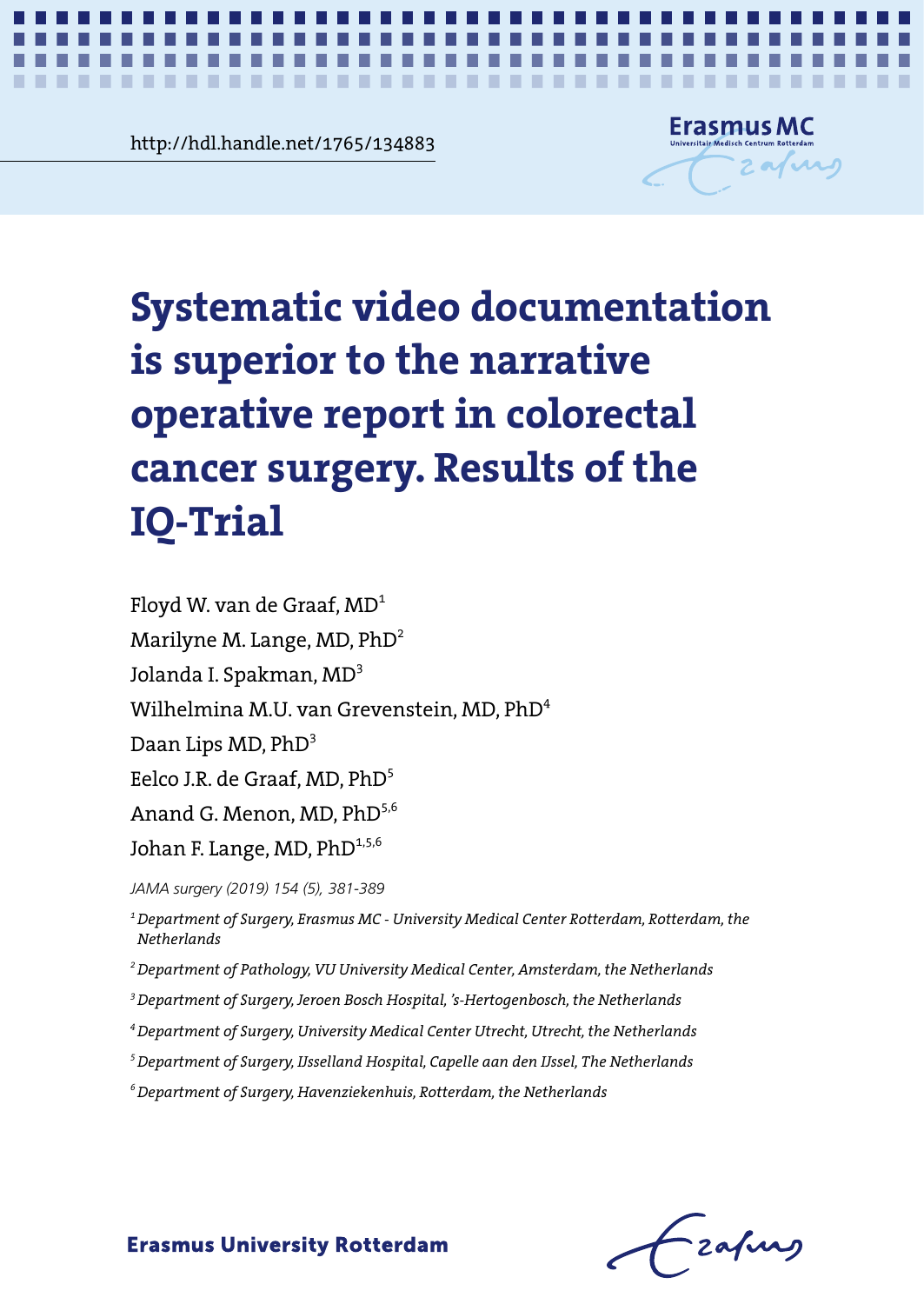http://hdl.handle.net/1765/134883

# Systematic video documentation is superior to the narrative operative report in colorectal cancer surgery. Results of the IQ-Trial

Floyd W. van de Graaf, MD[1]

Marilyne M. Lange, MD, PhD[2]

Jolanda I. Spakman, MD[3]

Wilhelmina M.U. van Grevenstein, MD, PhD[4]

Daan Lips MD, PhD[3]

Eelco J.R. de Graaf, MD, PhD[5]

Anand G. Menon, MD, PhD[5,6]

Johan F. Lange, MD, PhD[1,5,6]

*JAMA surgery (2019) 154 (5), 381-389*

*[1] Department of Surgery, Erasmus MC - University Medical Center Rotterdam, Rotterdam, the Netherlands*

*[2] Department of Pathology, VU University Medical Center, Amsterdam, the Netherlands*

*[3] Department of Surgery, Jeroen Bosch Hospital, 's-Hertogenbosch, the Netherlands*

*[4] Department of Surgery, University Medical Center Utrecht, Utrecht, the Netherlands*

*[5] Department of Surgery, IJsselland Hospital, Capelle aan den IJssel, The Netherlands*

*[6] Department of Surgery, Havenziekenhuis, Rotterdam, the Netherlands*

**Erasmus University Rotterdam**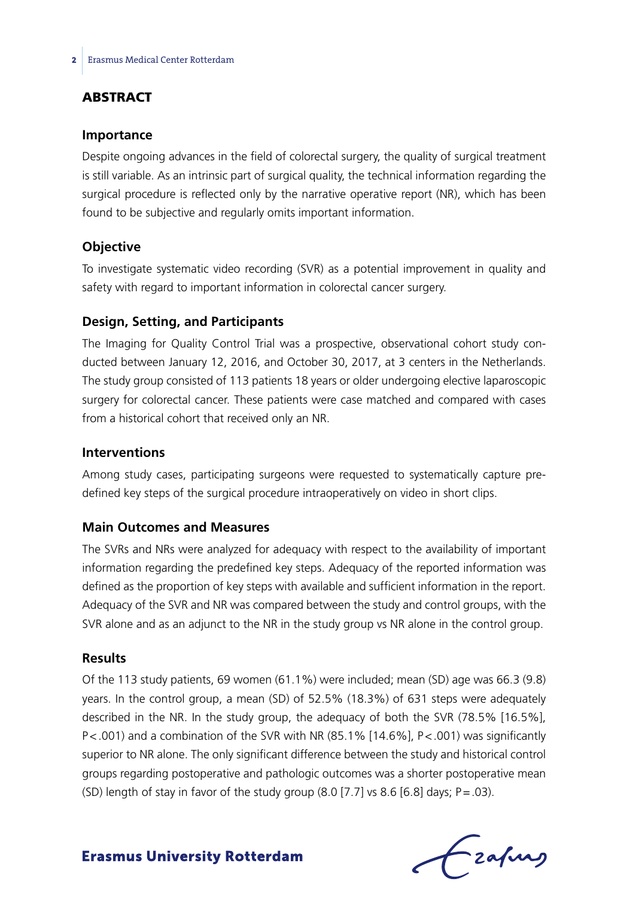## ABSTRACT

### Importance

Despite ongoing advances in the field of colorectal surgery, the quality of surgical treatment is still variable. As an intrinsic part of surgical quality, the technical information regarding the surgical procedure is reflected only by the narrative operative report (NR), which has been found to be subjective and regularly omits important information.

### Objective

To investigate systematic video recording (SVR) as a potential improvement in quality and safety with regard to important information in colorectal cancer surgery.

### Design, Setting, and Participants

The Imaging for Quality Control Trial was a prospective, observational cohort study conducted between January 12, 2016, and October 30, 2017, at 3 centers in the Netherlands. The study group consisted of 113 patients 18 years or older undergoing elective laparoscopic surgery for colorectal cancer. These patients were case matched and compared with cases from a historical cohort that received only an NR.

### Interventions

Among study cases, participating surgeons were requested to systematically capture predefined key steps of the surgical procedure intraoperatively on video in short clips.

### Main Outcomes and Measures

The SVRs and NRs were analyzed for adequacy with respect to the availability of important information regarding the predefined key steps. Adequacy of the reported information was defined as the proportion of key steps with available and sufficient information in the report. Adequacy of the SVR and NR was compared between the study and control groups, with the SVR alone and as an adjunct to the NR in the study group vs NR alone in the control group.

### Results

Of the 113 study patients, 69 women (61.1%) were included; mean (SD) age was 66.3 (9.8) years. In the control group, a mean (SD) of 52.5% (18.3%) of 631 steps were adequately described in the NR. In the study group, the adequacy of both the SVR (78.5% [16.5%], $P < .001$) and a combination of the SVR with NR (85.1% [14.6%], $P < .001$) was significantly superior to NR alone. The only significant difference between the study and historical control groups regarding postoperative and pathologic outcomes was a shorter postoperative mean (SD) length of stay in favor of the study group (8.0 [7.7] vs 8.6 [6.8] days; $P = .03$).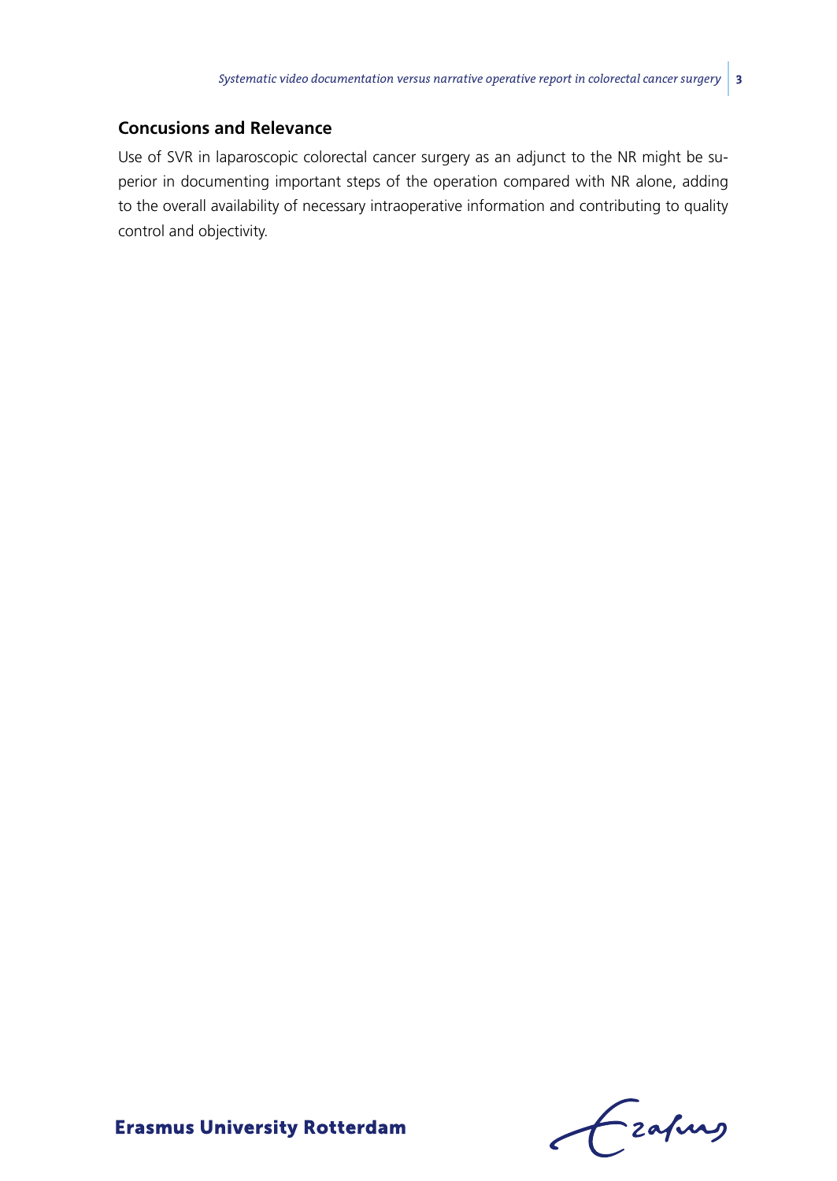### Concusions and Relevance

Use of SVR in laparoscopic colorectal cancer surgery as an adjunct to the NR might be superior in documenting important steps of the operation compared with NR alone, adding to the overall availability of necessary intraoperative information and contributing to quality control and objectivity.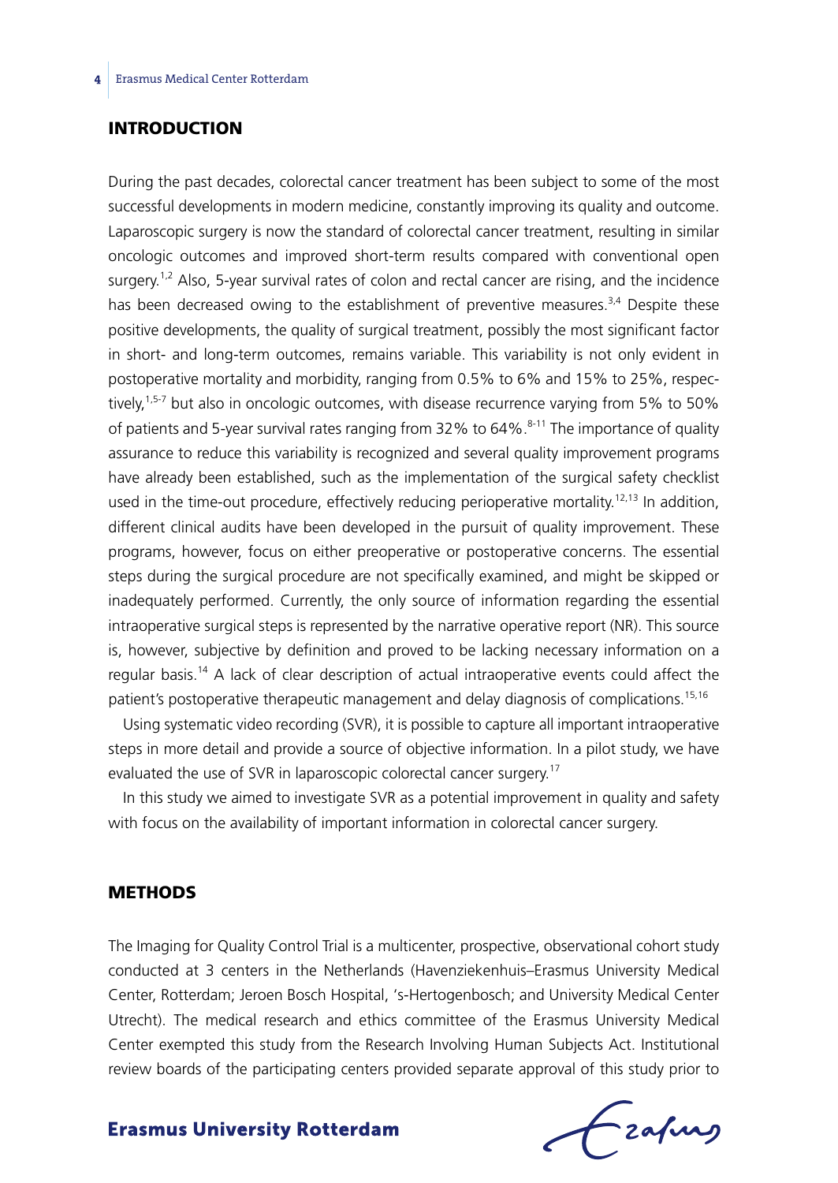## INTRODUCTION

During the past decades, colorectal cancer treatment has been subject to some of the most successful developments in modern medicine, constantly improving its quality and outcome. Laparoscopic surgery is now the standard of colorectal cancer treatment, resulting in similar oncologic outcomes and improved short-term results compared with conventional open surgery.[1,2] Also, 5-year survival rates of colon and rectal cancer are rising, and the incidence has been decreased owing to the establishment of preventive measures.[3,4] Despite these positive developments, the quality of surgical treatment, possibly the most significant factor in short- and long-term outcomes, remains variable. This variability is not only evident in postoperative mortality and morbidity, ranging from 0.5% to 6% and 15% to 25%, respectively,[1,5-7] but also in oncologic outcomes, with disease recurrence varying from 5% to 50% of patients and 5-year survival rates ranging from 32% to 64%.[8-11] The importance of quality assurance to reduce this variability is recognized and several quality improvement programs have already been established, such as the implementation of the surgical safety checklist used in the time-out procedure, effectively reducing perioperative mortality.[12,13] In addition, different clinical audits have been developed in the pursuit of quality improvement. These programs, however, focus on either preoperative or postoperative concerns. The essential steps during the surgical procedure are not specifically examined, and might be skipped or inadequately performed. Currently, the only source of information regarding the essential intraoperative surgical steps is represented by the narrative operative report (NR). This source is, however, subjective by definition and proved to be lacking necessary information on a regular basis.[14] A lack of clear description of actual intraoperative events could affect the patient's postoperative therapeutic management and delay diagnosis of complications.[15,16]

Using systematic video recording (SVR), it is possible to capture all important intraoperative steps in more detail and provide a source of objective information. In a pilot study, we have evaluated the use of SVR in laparoscopic colorectal cancer surgery.[17]

In this study we aimed to investigate SVR as a potential improvement in quality and safety with focus on the availability of important information in colorectal cancer surgery.

## METHODS

The Imaging for Quality Control Trial is a multicenter, prospective, observational cohort study conducted at 3 centers in the Netherlands (Havenziekenhuis–Erasmus University Medical Center, Rotterdam; Jeroen Bosch Hospital, 's-Hertogenbosch; and University Medical Center Utrecht). The medical research and ethics committee of the Erasmus University Medical Center exempted this study from the Research Involving Human Subjects Act. Institutional review boards of the participating centers provided separate approval of this study prior to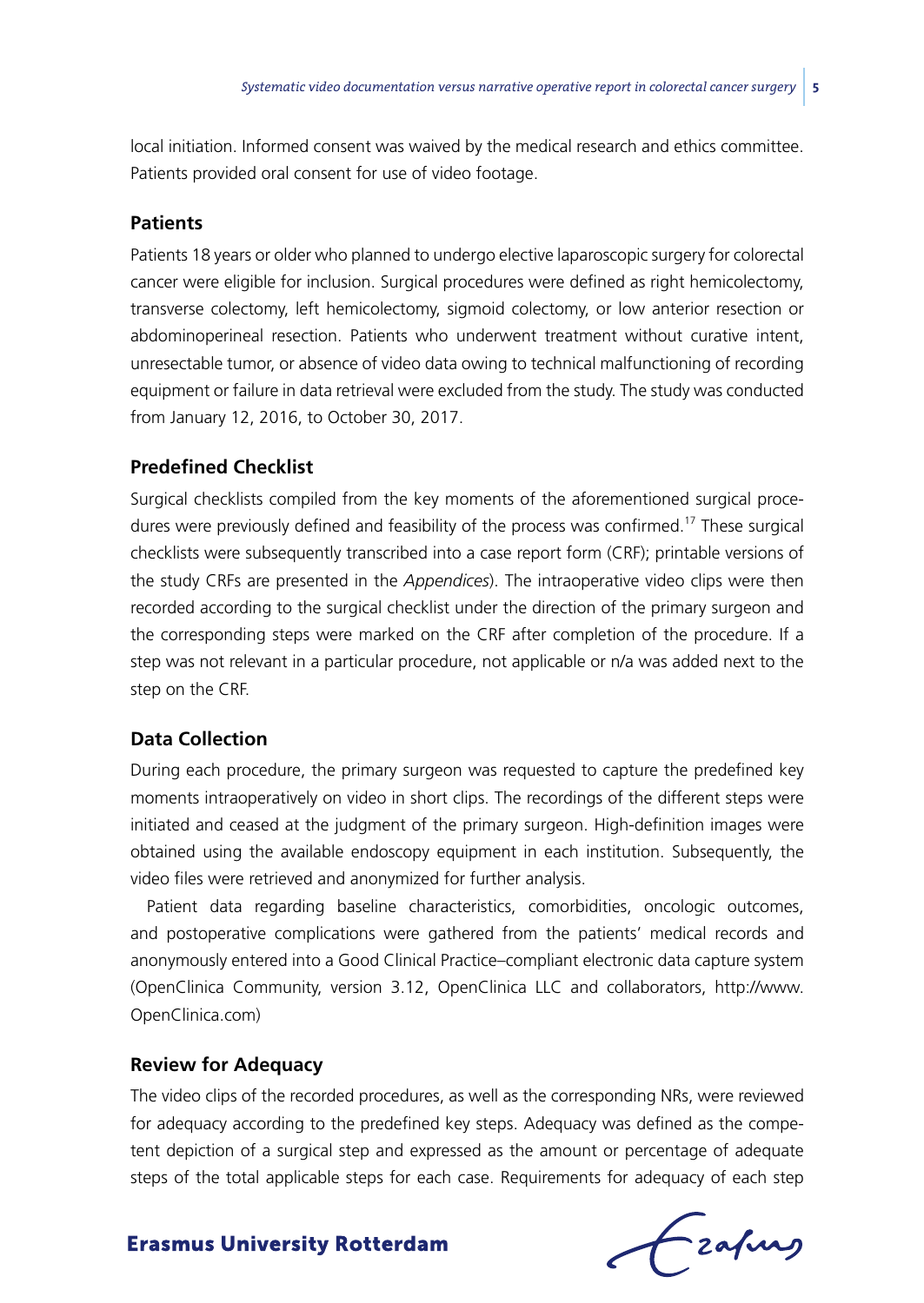local initiation. Informed consent was waived by the medical research and ethics committee. Patients provided oral consent for use of video footage.

## Patients

Patients 18 years or older who planned to undergo elective laparoscopic surgery for colorectal cancer were eligible for inclusion. Surgical procedures were defined as right hemicolectomy, transverse colectomy, left hemicolectomy, sigmoid colectomy, or low anterior resection or abdominoperineal resection. Patients who underwent treatment without curative intent, unresectable tumor, or absence of video data owing to technical malfunctioning of recording equipment or failure in data retrieval were excluded from the study. The study was conducted from January 12, 2016, to October 30, 2017.

## Predefined Checklist

Surgical checklists compiled from the key moments of the aforementioned surgical procedures were previously defined and feasibility of the process was confirmed.[17] These surgical checklists were subsequently transcribed into a case report form (CRF); printable versions of the study CRFs are presented in the *Appendices*). The intraoperative video clips were then recorded according to the surgical checklist under the direction of the primary surgeon and the corresponding steps were marked on the CRF after completion of the procedure. If a step was not relevant in a particular procedure, not applicable or n/a was added next to the step on the CRF.

## Data Collection

During each procedure, the primary surgeon was requested to capture the predefined key moments intraoperatively on video in short clips. The recordings of the different steps were initiated and ceased at the judgment of the primary surgeon. High-definition images were obtained using the available endoscopy equipment in each institution. Subsequently, the video files were retrieved and anonymized for further analysis.

Patient data regarding baseline characteristics, comorbidities, oncologic outcomes, and postoperative complications were gathered from the patients' medical records and anonymously entered into a Good Clinical Practice–compliant electronic data capture system (OpenClinica Community, version 3.12, OpenClinica LLC and collaborators, http://www.OpenClinica.com)

## Review for Adequacy

The video clips of the recorded procedures, as well as the corresponding NRs, were reviewed for adequacy according to the predefined key steps. Adequacy was defined as the competent depiction of a surgical step and expressed as the amount or percentage of adequate steps of the total applicable steps for each case. Requirements for adequacy of each step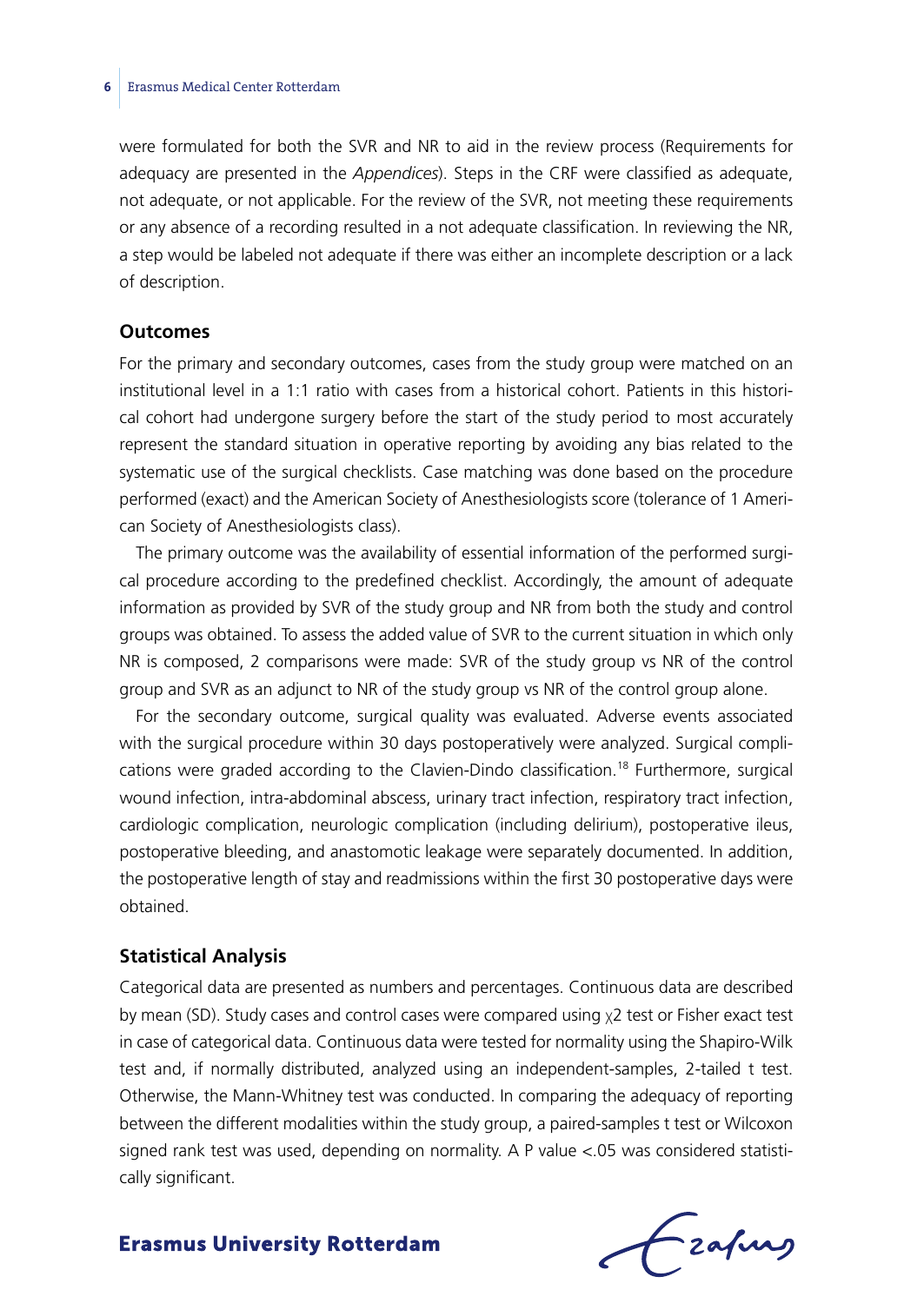were formulated for both the SVR and NR to aid in the review process (Requirements for adequacy are presented in the *Appendices*). Steps in the CRF were classified as adequate, not adequate, or not applicable. For the review of the SVR, not meeting these requirements or any absence of a recording resulted in a not adequate classification. In reviewing the NR, a step would be labeled not adequate if there was either an incomplete description or a lack of description.

### Outcomes

For the primary and secondary outcomes, cases from the study group were matched on an institutional level in a 1:1 ratio with cases from a historical cohort. Patients in this historical cohort had undergone surgery before the start of the study period to most accurately represent the standard situation in operative reporting by avoiding any bias related to the systematic use of the surgical checklists. Case matching was done based on the procedure performed (exact) and the American Society of Anesthesiologists score (tolerance of 1 American Society of Anesthesiologists class).

The primary outcome was the availability of essential information of the performed surgical procedure according to the predefined checklist. Accordingly, the amount of adequate information as provided by SVR of the study group and NR from both the study and control groups was obtained. To assess the added value of SVR to the current situation in which only NR is composed, 2 comparisons were made: SVR of the study group vs NR of the control group and SVR as an adjunct to NR of the study group vs NR of the control group alone.

For the secondary outcome, surgical quality was evaluated. Adverse events associated with the surgical procedure within 30 days postoperatively were analyzed. Surgical complications were graded according to the Clavien-Dindo classification.[18] Furthermore, surgical wound infection, intra-abdominal abscess, urinary tract infection, respiratory tract infection, cardiologic complication, neurologic complication (including delirium), postoperative ileus, postoperative bleeding, and anastomotic leakage were separately documented. In addition, the postoperative length of stay and readmissions within the first 30 postoperative days were obtained.

### Statistical Analysis

Categorical data are presented as numbers and percentages. Continuous data are described by mean (SD). Study cases and control cases were compared using $\chi 2$ test or Fisher exact test in case of categorical data. Continuous data were tested for normality using the Shapiro-Wilk test and, if normally distributed, analyzed using an independent-samples, 2-tailed t test. Otherwise, the Mann-Whitney test was conducted. In comparing the adequacy of reporting between the different modalities within the study group, a paired-samples t test or Wilcoxon signed rank test was used, depending on normality. A P value <.05 was considered statistically significant.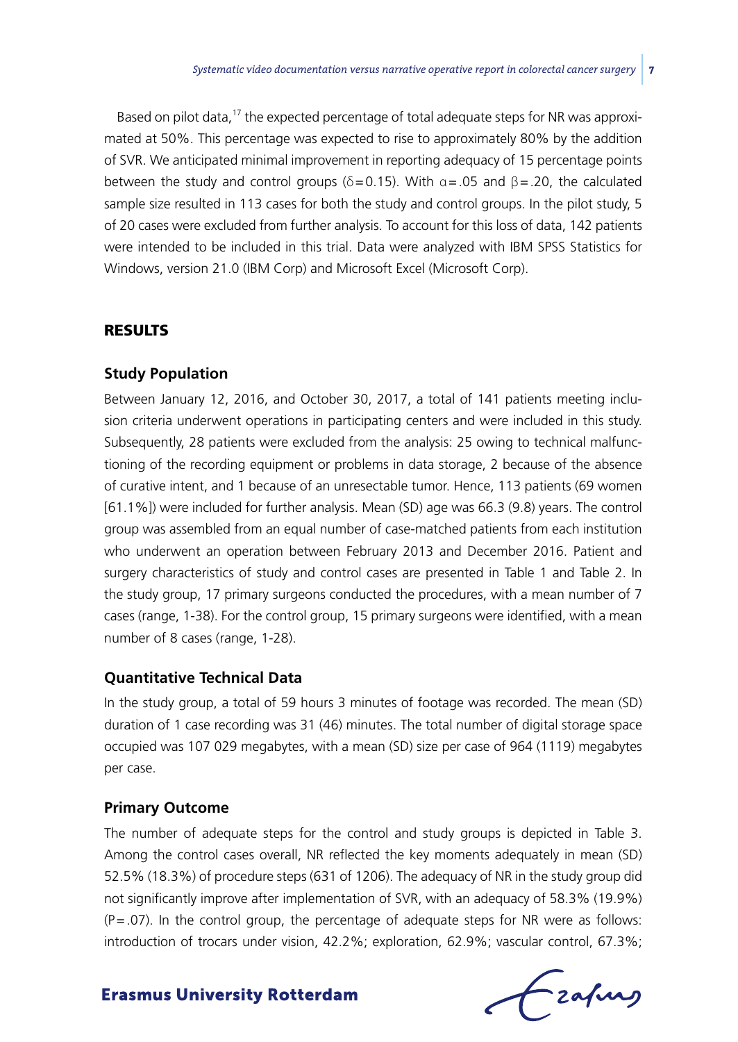Based on pilot data,[17] the expected percentage of total adequate steps for NR was approximated at 50%. This percentage was expected to rise to approximately 80% by the addition of SVR. We anticipated minimal improvement in reporting adequacy of 15 percentage points between the study and control groups ($\delta = 0.15$). With $\alpha = .05$ and $\beta = .20$, the calculated sample size resulted in 113 cases for both the study and control groups. In the pilot study, 5 of 20 cases were excluded from further analysis. To account for this loss of data, 142 patients were intended to be included in this trial. Data were analyzed with IBM SPSS Statistics for Windows, version 21.0 (IBM Corp) and Microsoft Excel (Microsoft Corp).

## RESULTS

### Study Population

Between January 12, 2016, and October 30, 2017, a total of 141 patients meeting inclusion criteria underwent operations in participating centers and were included in this study. Subsequently, 28 patients were excluded from the analysis: 25 owing to technical malfunctioning of the recording equipment or problems in data storage, 2 because of the absence of curative intent, and 1 because of an unresectable tumor. Hence, 113 patients (69 women [61.1%]) were included for further analysis. Mean (SD) age was 66.3 (9.8) years. The control group was assembled from an equal number of case-matched patients from each institution who underwent an operation between February 2013 and December 2016. Patient and surgery characteristics of study and control cases are presented in Table 1 and Table 2. In the study group, 17 primary surgeons conducted the procedures, with a mean number of 7 cases (range, 1-38). For the control group, 15 primary surgeons were identified, with a mean number of 8 cases (range, 1-28).

### Quantitative Technical Data

In the study group, a total of 59 hours 3 minutes of footage was recorded. The mean (SD) duration of 1 case recording was 31 (46) minutes. The total number of digital storage space occupied was 107 029 megabytes, with a mean (SD) size per case of 964 (1119) megabytes per case.

### Primary Outcome

The number of adequate steps for the control and study groups is depicted in Table 3. Among the control cases overall, NR reflected the key moments adequately in mean (SD) 52.5% (18.3%) of procedure steps (631 of 1206). The adequacy of NR in the study group did not significantly improve after implementation of SVR, with an adequacy of 58.3% (19.9%) ($P = .07$). In the control group, the percentage of adequate steps for NR were as follows: introduction of trocars under vision, 42.2%; exploration, 62.9%; vascular control, 67.3%;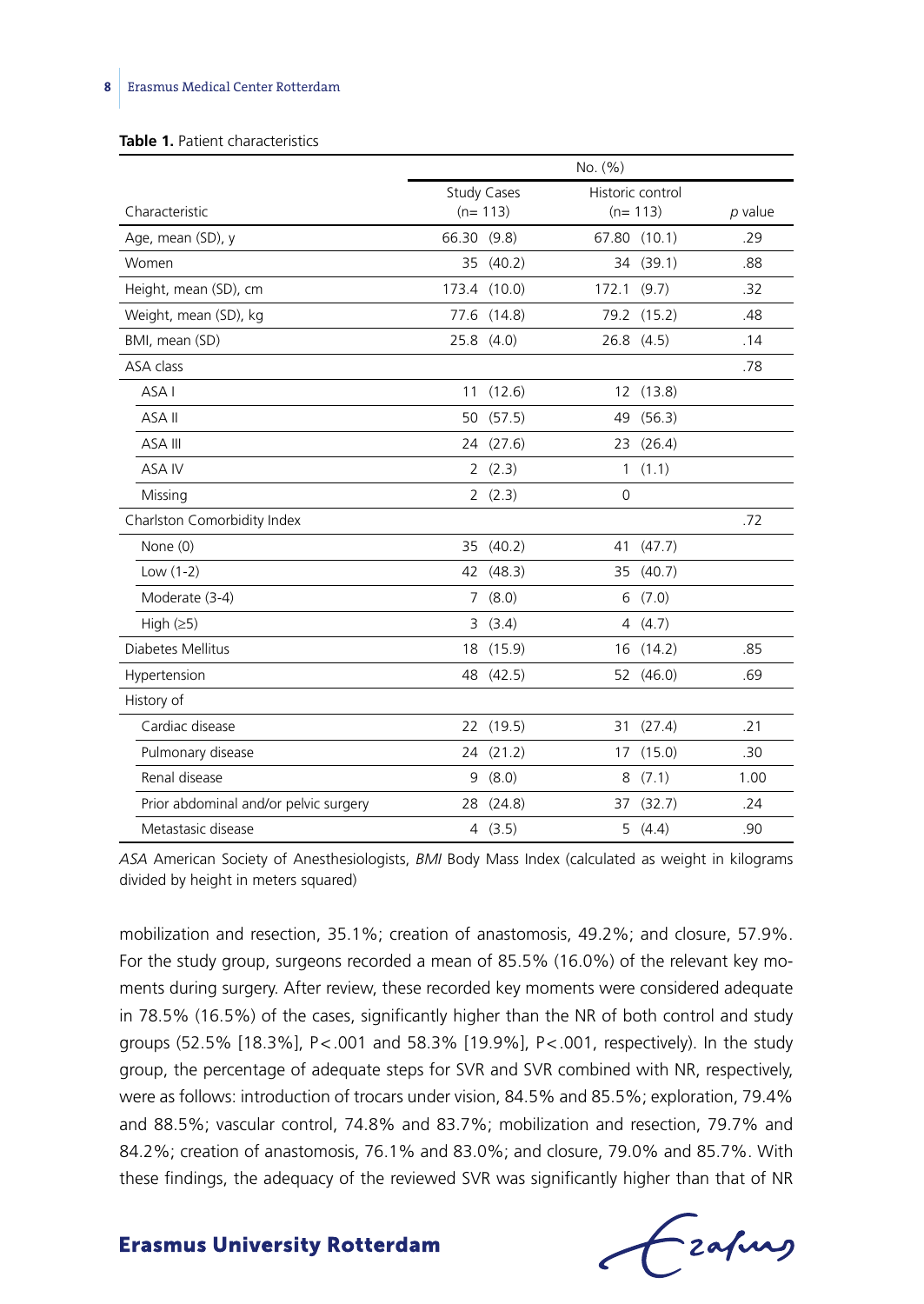**Table 1.** Patient characteristics

| | No. (%) | | |
|---|---|---|---|
| Characteristic | Study Cases (n= 113) | Historic control (n= 113) | *p* value |
| Age, mean (SD), y | 66.30 (9.8) | 67.80 (10.1) | .29 |
| Women | 35 (40.2) | 34 (39.1) | .88 |
| Height, mean (SD), cm | 173.4 (10.0) | 172.1 (9.7) | .32 |
| Weight, mean (SD), kg | 77.6 (14.8) | 79.2 (15.2) | .48 |
| BMI, mean (SD) | 25.8 (4.0) | 26.8 (4.5) | .14 |
| ASA class | | | .78 |
| ASA I | 11 (12.6) | 12 (13.8) | |
| ASA II | 50 (57.5) | 49 (56.3) | |
| ASA III | 24 (27.6) | 23 (26.4) | |
| ASA IV | 2 (2.3) | 1 (1.1) | |
| Missing | 2 (2.3) | 0 | |
| Charlston Comorbidity Index | | | .72 |
| None (0) | 35 (40.2) | 41 (47.7) | |
| Low (1-2) | 42 (48.3) | 35 (40.7) | |
| Moderate (3-4) | 7 (8.0) | 6 (7.0) | |
| High (≥5) | 3 (3.4) | 4 (4.7) | |
| Diabetes Mellitus | 18 (15.9) | 16 (14.2) | .85 |
| Hypertension | 48 (42.5) | 52 (46.0) | .69 |
| History of | | | |
| Cardiac disease | 22 (19.5) | 31 (27.4) | .21 |
| Pulmonary disease | 24 (21.2) | 17 (15.0) | .30 |
| Renal disease | 9 (8.0) | 8 (7.1) | 1.00 |
| Prior abdominal and/or pelvic surgery | 28 (24.8) | 37 (32.7) | .24 |
| Metastasic disease | 4 (3.5) | 5 (4.4) | .90 |

*ASA* American Society of Anesthesiologists, *BMI* Body Mass Index (calculated as weight in kilograms divided by height in meters squared)

mobilization and resection, 35.1%; creation of anastomosis, 49.2%; and closure, 57.9%. For the study group, surgeons recorded a mean of 85.5% (16.0%) of the relevant key moments during surgery. After review, these recorded key moments were considered adequate in 78.5% (16.5%) of the cases, significantly higher than the NR of both control and study groups (52.5% [18.3%], P<.001 and 58.3% [19.9%], P<.001, respectively). In the study group, the percentage of adequate steps for SVR and SVR combined with NR, respectively, were as follows: introduction of trocars under vision, 84.5% and 85.5%; exploration, 79.4% and 88.5%; vascular control, 74.8% and 83.7%; mobilization and resection, 79.7% and 84.2%; creation of anastomosis, 76.1% and 83.0%; and closure, 79.0% and 85.7%. With these findings, the adequacy of the reviewed SVR was significantly higher than that of NR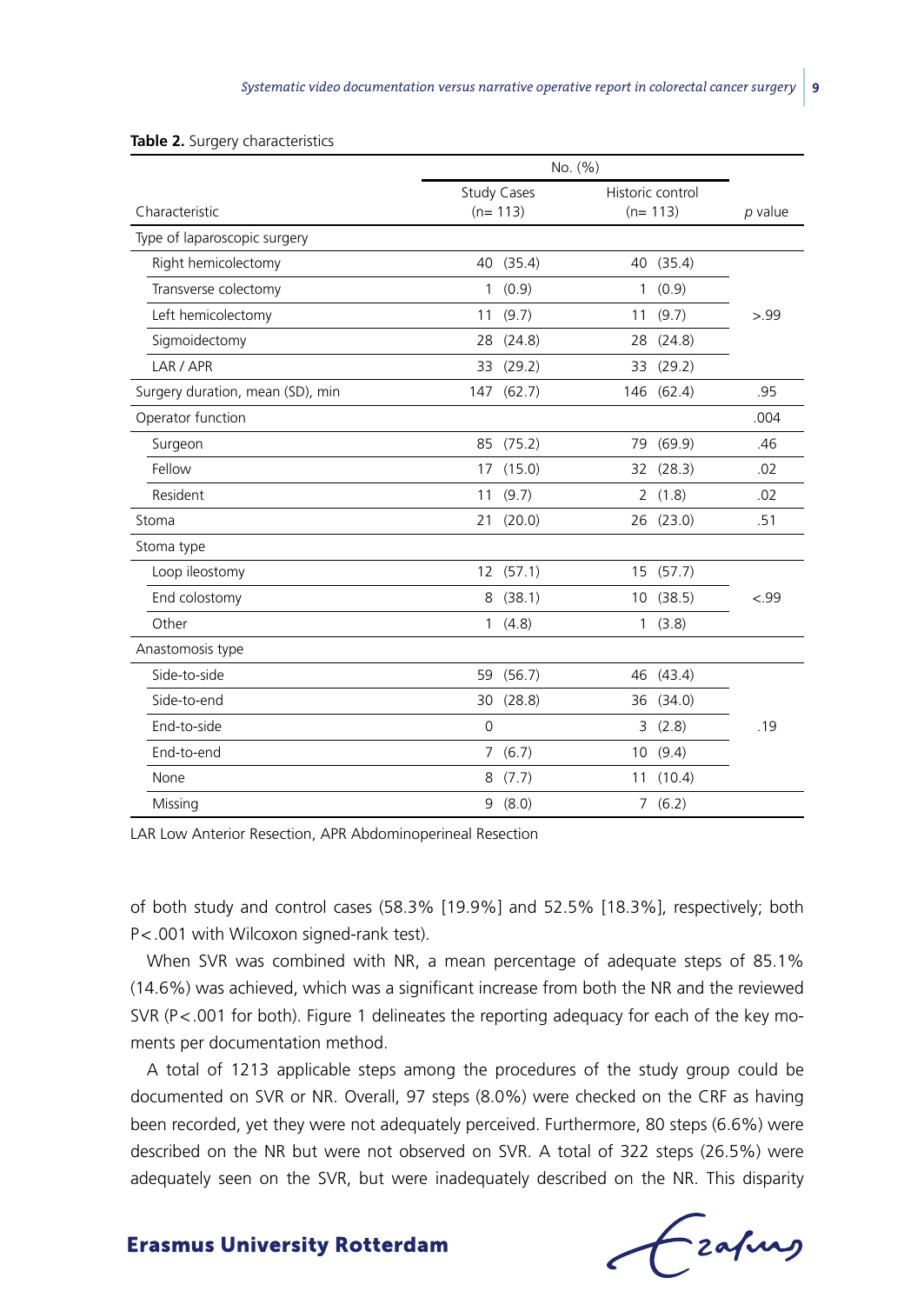**Table 2.** Surgery characteristics

| Characteristic | Study Cases (n= 113) No. (%) | Historic control (n= 113) No. (%) | *p* value |
|---|---|---|---|
| Type of laparoscopic surgery | | | |
| Right hemicolectomy | 40 (35.4) | 40 (35.4) | >.99 |
| Transverse colectomy | 1 (0.9) | 1 (0.9) | |
| Left hemicolectomy | 11 (9.7) | 11 (9.7) | |
| Sigmoidectomy | 28 (24.8) | 28 (24.8) | |
| LAR / APR | 33 (29.2) | 33 (29.2) | |
| Surgery duration, mean (SD), min | 147 (62.7) | 146 (62.4) | .95 |
| Operator function | | | .004 |
| Surgeon | 85 (75.2) | 79 (69.9) | .46 |
| Fellow | 17 (15.0) | 32 (28.3) | .02 |
| Resident | 11 (9.7) | 2 (1.8) | .02 |
| Stoma | 21 (20.0) | 26 (23.0) | .51 |
| Stoma type | | | |
| Loop ileostomy | 12 (57.1) | 15 (57.7) | <.99 |
| End colostomy | 8 (38.1) | 10 (38.5) | |
| Other | 1 (4.8) | 1 (3.8) | |
| Anastomosis type | | | |
| Side-to-side | 59 (56.7) | 46 (43.4) | .19 |
| Side-to-end | 30 (28.8) | 36 (34.0) | |
| End-to-side | 0 | 3 (2.8) | |
| End-to-end | 7 (6.7) | 10 (9.4) | |
| None | 8 (7.7) | 11 (10.4) | |
| Missing | 9 (8.0) | 7 (6.2) | |

LAR Low Anterior Resection, APR Abdominoperineal Resection

of both study and control cases (58.3% [19.9%] and 52.5% [18.3%], respectively; both P<.001 with Wilcoxon signed-rank test).

When SVR was combined with NR, a mean percentage of adequate steps of 85.1% (14.6%) was achieved, which was a significant increase from both the NR and the reviewed SVR (P<.001 for both). Figure 1 delineates the reporting adequacy for each of the key moments per documentation method.

A total of 1213 applicable steps among the procedures of the study group could be documented on SVR or NR. Overall, 97 steps (8.0%) were checked on the CRF as having been recorded, yet they were not adequately perceived. Furthermore, 80 steps (6.6%) were described on the NR but were not observed on SVR. A total of 322 steps (26.5%) were adequately seen on the SVR, but were inadequately described on the NR. This disparity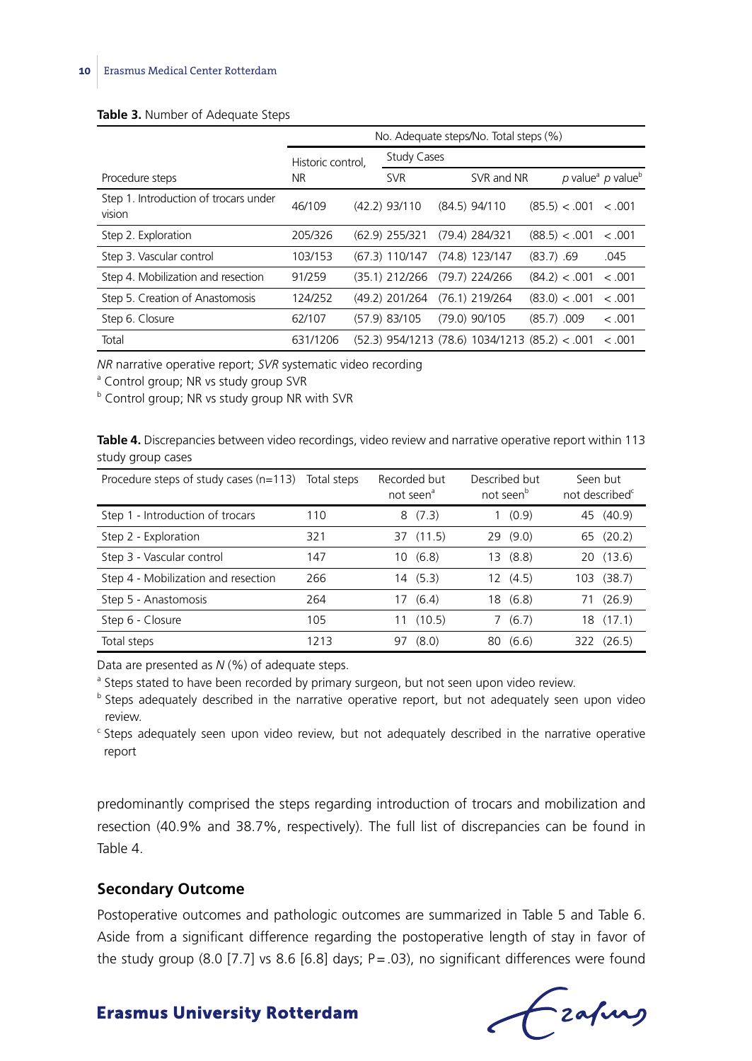**Table 3.** Number of Adequate Steps

| | No. Adequate steps/No. Total steps (%) | | | | |
|---|---|---|---|---|---|
| | Historic control, | Study Cases | | | |
| Procedure steps | NR | SVR | SVR and NR | *p* value[a] | *p* value[b] |
| Step 1. Introduction of trocars under vision | 46/109 (42.2) | 93/110 (84.5) | 94/110 (85.5) | < .001 | < .001 |
| Step 2. Exploration | 205/326 (62.9) | 255/321 (79.4) | 284/321 (88.5) | < .001 | < .001 |
| Step 3. Vascular control | 103/153 (67.3) | 110/147 (74.8) | 123/147 (83.7) | .69 | .045 |
| Step 4. Mobilization and resection | 91/259 (35.1) | 212/266 (79.7) | 224/266 (84.2) | < .001 | < .001 |
| Step 5. Creation of Anastomosis | 124/252 (49.2) | 201/264 (76.1) | 219/264 (83.0) | < .001 | < .001 |
| Step 6. Closure | 62/107 (57.9) | 83/105 (79.0) | 90/105 (85.7) | .009 | < .001 |
| Total | 631/1206 (52.3) | 954/1213 (78.6) | 1034/1213 (85.2) | < .001 | < .001 |

*NR* narrative operative report; *SVR* systematic video recording

[a] Control group; NR vs study group SVR

[b] Control group; NR vs study group NR with SVR

**Table 4.** Discrepancies between video recordings, video review and narrative operative report within 113 study group cases

| Procedure steps of study cases (n=113) | Total steps | Recorded but not seen[a] | Described but not seen[b] | Seen but not described[c] |
|---|---|---|---|---|
| Step 1 - Introduction of trocars | 110 | 8 (7.3) | 1 (0.9) | 45 (40.9) |
| Step 2 - Exploration | 321 | 37 (11.5) | 29 (9.0) | 65 (20.2) |
| Step 3 - Vascular control | 147 | 10 (6.8) | 13 (8.8) | 20 (13.6) |
| Step 4 - Mobilization and resection | 266 | 14 (5.3) | 12 (4.5) | 103 (38.7) |
| Step 5 - Anastomosis | 264 | 17 (6.4) | 18 (6.8) | 71 (26.9) |
| Step 6 - Closure | 105 | 11 (10.5) | 7 (6.7) | 18 (17.1) |
| Total steps | 1213 | 97 (8.0) | 80 (6.6) | 322 (26.5) |

Data are presented as *N* (%) of adequate steps.

[a] Steps stated to have been recorded by primary surgeon, but not seen upon video review.

[b] Steps adequately described in the narrative operative report, but not adequately seen upon video review.

[c] Steps adequately seen upon video review, but not adequately described in the narrative operative report

predominantly comprised the steps regarding introduction of trocars and mobilization and resection (40.9% and 38.7%, respectively). The full list of discrepancies can be found in Table 4.

## Secondary Outcome

Postoperative outcomes and pathologic outcomes are summarized in Table 5 and Table 6. Aside from a significant difference regarding the postoperative length of stay in favor of the study group (8.0 [7.7] vs 8.6 [6.8] days; $P = .03$), no significant differences were found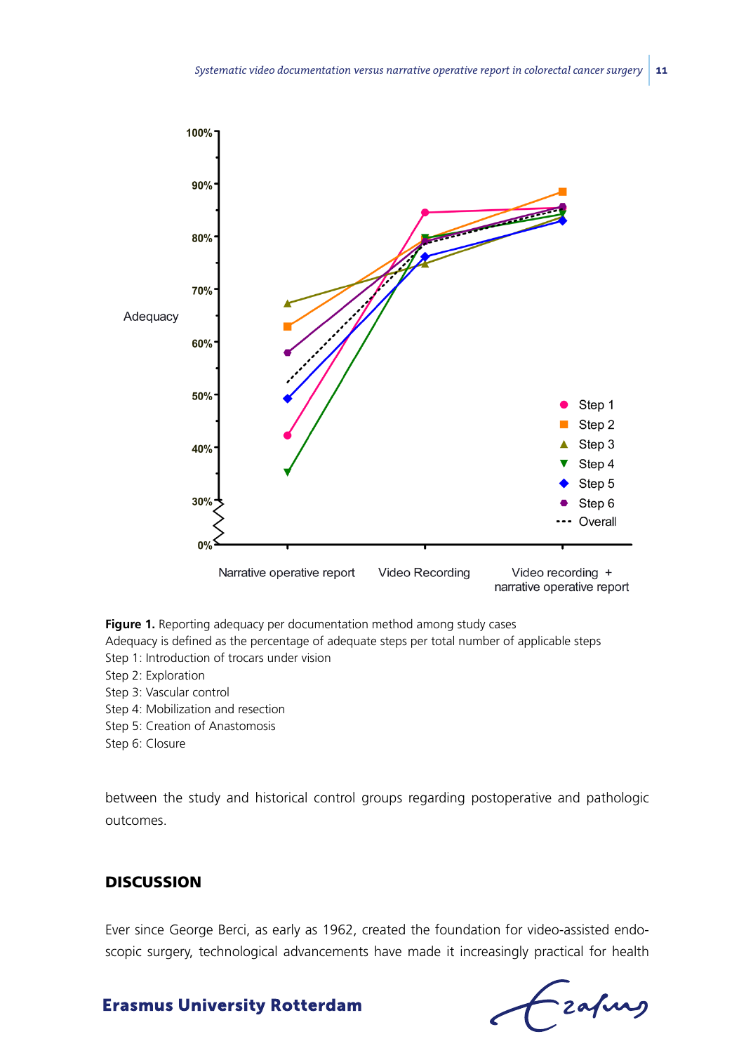**Figure 1.** Reporting adequacy per documentation method among study cases
Adequacy is defined as the percentage of adequate steps per total number of applicable steps
Step 1: Introduction of trocars under vision
Step 2: Exploration
Step 3: Vascular control
Step 4: Mobilization and resection
Step 5: Creation of Anastomosis
Step 6: Closure

between the study and historical control groups regarding postoperative and pathologic outcomes.

## DISCUSSION

Ever since George Berci, as early as 1962, created the foundation for video-assisted endoscopic surgery, technological advancements have made it increasingly practical for health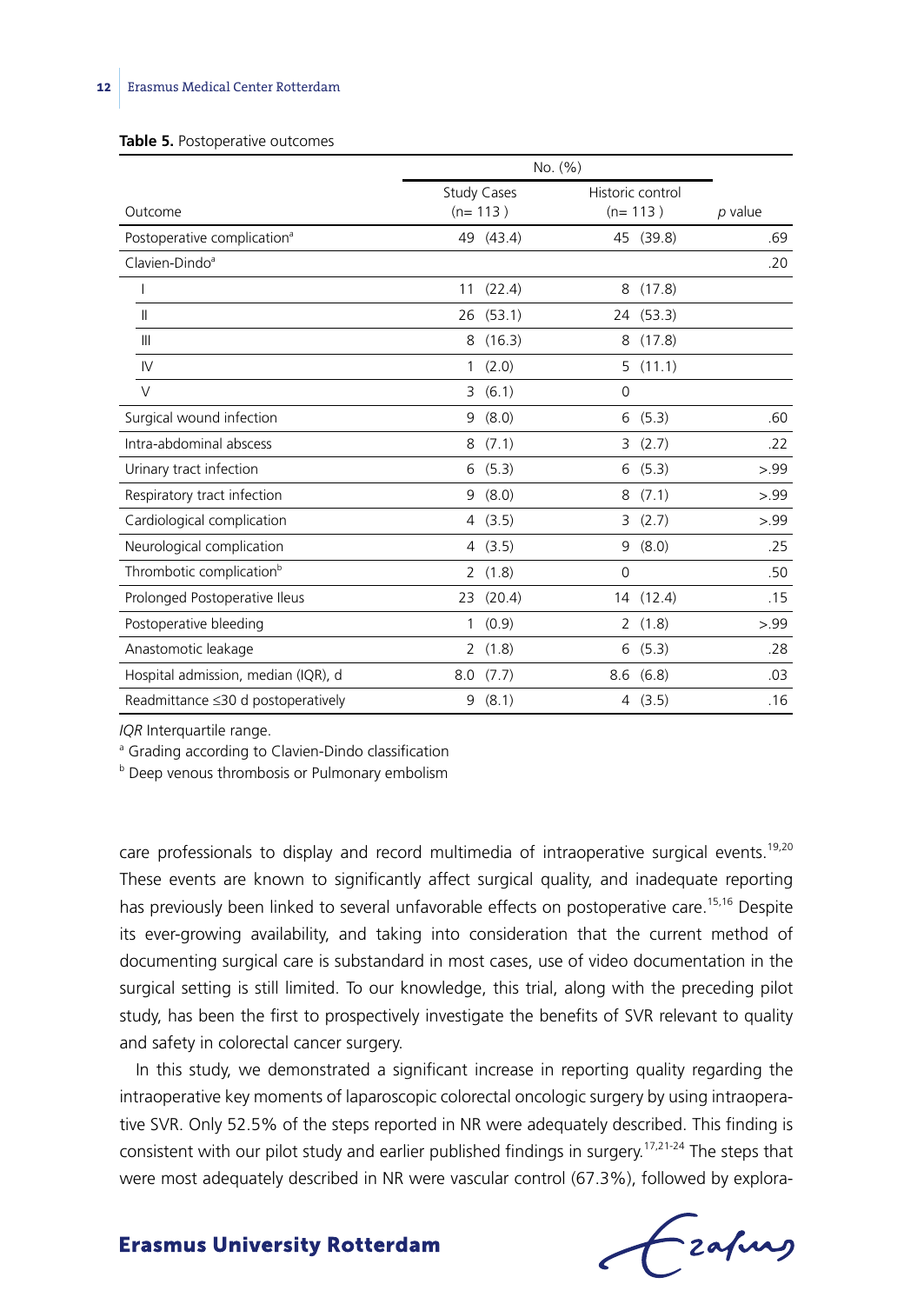**Table 5.** Postoperative outcomes

| Outcome | No. (%) Study Cases (n= 113 ) | Historic control (n= 113 ) | *p* value |
|---|---|---|---|
| Postoperative complication[a] | 49 (43.4) | 45 (39.8) | .69 |
| Clavien-Dindo[a] | | | .20 |
| I | 11 (22.4) | 8 (17.8) | |
| II | 26 (53.1) | 24 (53.3) | |
| III | 8 (16.3) | 8 (17.8) | |
| IV | 1 (2.0) | 5 (11.1) | |
| V | 3 (6.1) | 0 | |
| Surgical wound infection | 9 (8.0) | 6 (5.3) | .60 |
| Intra-abdominal abscess | 8 (7.1) | 3 (2.7) | .22 |
| Urinary tract infection | 6 (5.3) | 6 (5.3) | >.99 |
| Respiratory tract infection | 9 (8.0) | 8 (7.1) | >.99 |
| Cardiological complication | 4 (3.5) | 3 (2.7) | >.99 |
| Neurological complication | 4 (3.5) | 9 (8.0) | .25 |
| Thrombotic complication[b] | 2 (1.8) | 0 | .50 |
| Prolonged Postoperative Ileus | 23 (20.4) | 14 (12.4) | .15 |
| Postoperative bleeding | 1 (0.9) | 2 (1.8) | >.99 |
| Anastomotic leakage | 2 (1.8) | 6 (5.3) | .28 |
| Hospital admission, median (IQR), d | 8.0 (7.7) | 8.6 (6.8) | .03 |
| Readmittance ≤30 d postoperatively | 9 (8.1) | 4 (3.5) | .16 |

*IQR* Interquartile range.

[a] Grading according to Clavien-Dindo classification

[b] Deep venous thrombosis or Pulmonary embolism

care professionals to display and record multimedia of intraoperative surgical events.[19,20] These events are known to significantly affect surgical quality, and inadequate reporting has previously been linked to several unfavorable effects on postoperative care.[15,16] Despite its ever-growing availability, and taking into consideration that the current method of documenting surgical care is substandard in most cases, use of video documentation in the surgical setting is still limited. To our knowledge, this trial, along with the preceding pilot study, has been the first to prospectively investigate the benefits of SVR relevant to quality and safety in colorectal cancer surgery.

In this study, we demonstrated a significant increase in reporting quality regarding the intraoperative key moments of laparoscopic colorectal oncologic surgery by using intraoperative SVR. Only 52.5% of the steps reported in NR were adequately described. This finding is consistent with our pilot study and earlier published findings in surgery.[17,21-24] The steps that were most adequately described in NR were vascular control (67.3%), followed by explora-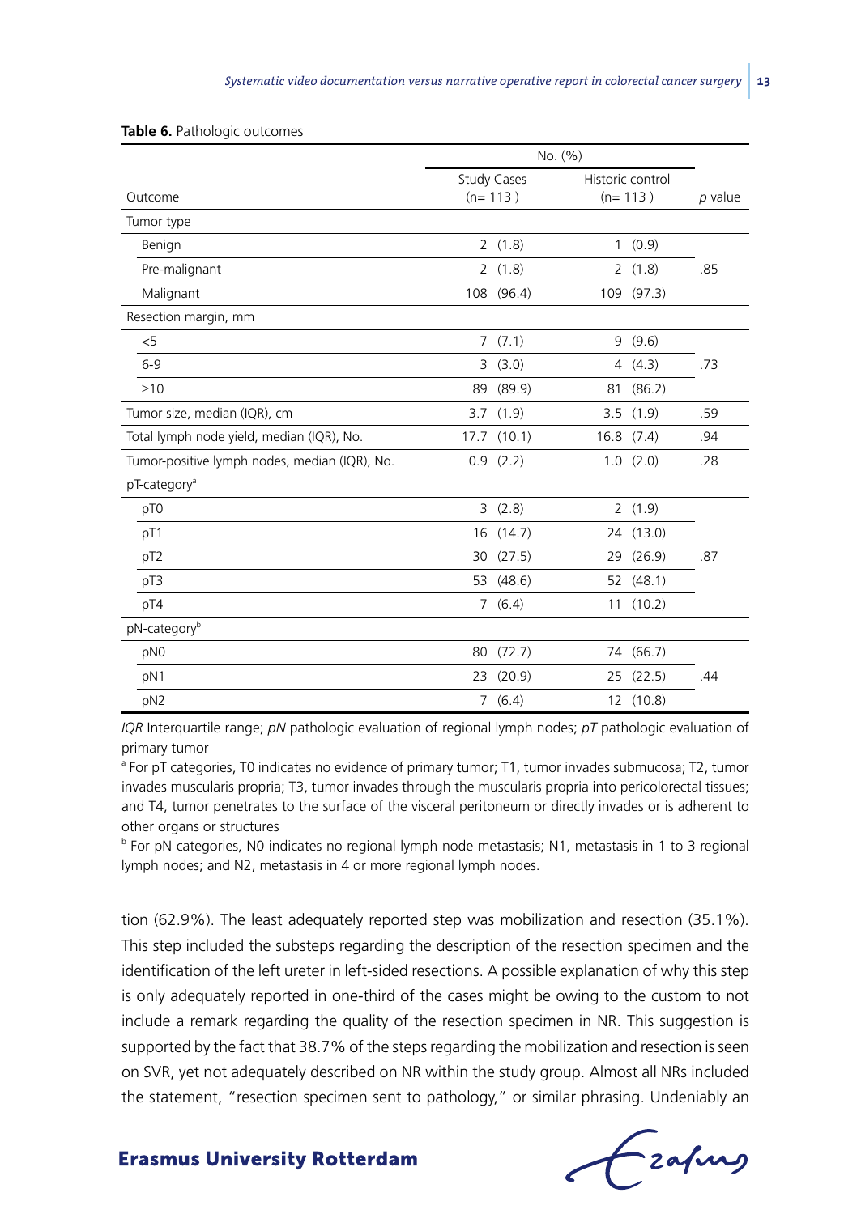**Table 6.** Pathologic outcomes

| Outcome | No. (%) | | |
|---|---|---|---|
| | Study Cases (n= 113 ) | Historic control (n= 113 ) | *p* value |
| Tumor type | | | |
| Benign | 2 (1.8) | 1 (0.9) | |
| Pre-malignant | 2 (1.8) | 2 (1.8) | .85 |
| Malignant | 108 (96.4) | 109 (97.3) | |
| Resection margin, mm | | | |
| <5 | 7 (7.1) | 9 (9.6) | |
| 6-9 | 3 (3.0) | 4 (4.3) | .73 |
| ≥10 | 89 (89.9) | 81 (86.2) | |
| Tumor size, median (IQR), cm | 3.7 (1.9) | 3.5 (1.9) | .59 |
| Total lymph node yield, median (IQR), No. | 17.7 (10.1) | 16.8 (7.4) | .94 |
| Tumor-positive lymph nodes, median (IQR), No. | 0.9 (2.2) | 1.0 (2.0) | .28 |
| pT-category[a] | | | |
| pT0 | 3 (2.8) | 2 (1.9) | |
| pT1 | 16 (14.7) | 24 (13.0) | |
| pT2 | 30 (27.5) | 29 (26.9) | .87 |
| pT3 | 53 (48.6) | 52 (48.1) | |
| pT4 | 7 (6.4) | 11 (10.2) | |
| pN-category[b] | | | |
| pN0 | 80 (72.7) | 74 (66.7) | |
| pN1 | 23 (20.9) | 25 (22.5) | .44 |
| pN2 | 7 (6.4) | 12 (10.8) | |

*IQR* Interquartile range; *pN* pathologic evaluation of regional lymph nodes; *pT* pathologic evaluation of primary tumor

[a] For pT categories, T0 indicates no evidence of primary tumor; T1, tumor invades submucosa; T2, tumor invades muscularis propria; T3, tumor invades through the muscularis propria into pericolorectal tissues; and T4, tumor penetrates to the surface of the visceral peritoneum or directly invades or is adherent to other organs or structures

[b] For pN categories, N0 indicates no regional lymph node metastasis; N1, metastasis in 1 to 3 regional lymph nodes; and N2, metastasis in 4 or more regional lymph nodes.

tion (62.9%). The least adequately reported step was mobilization and resection (35.1%). This step included the substeps regarding the description of the resection specimen and the identification of the left ureter in left-sided resections. A possible explanation of why this step is only adequately reported in one-third of the cases might be owing to the custom to not include a remark regarding the quality of the resection specimen in NR. This suggestion is supported by the fact that 38.7% of the steps regarding the mobilization and resection is seen on SVR, yet not adequately described on NR within the study group. Almost all NRs included the statement, "resection specimen sent to pathology," or similar phrasing. Undeniably an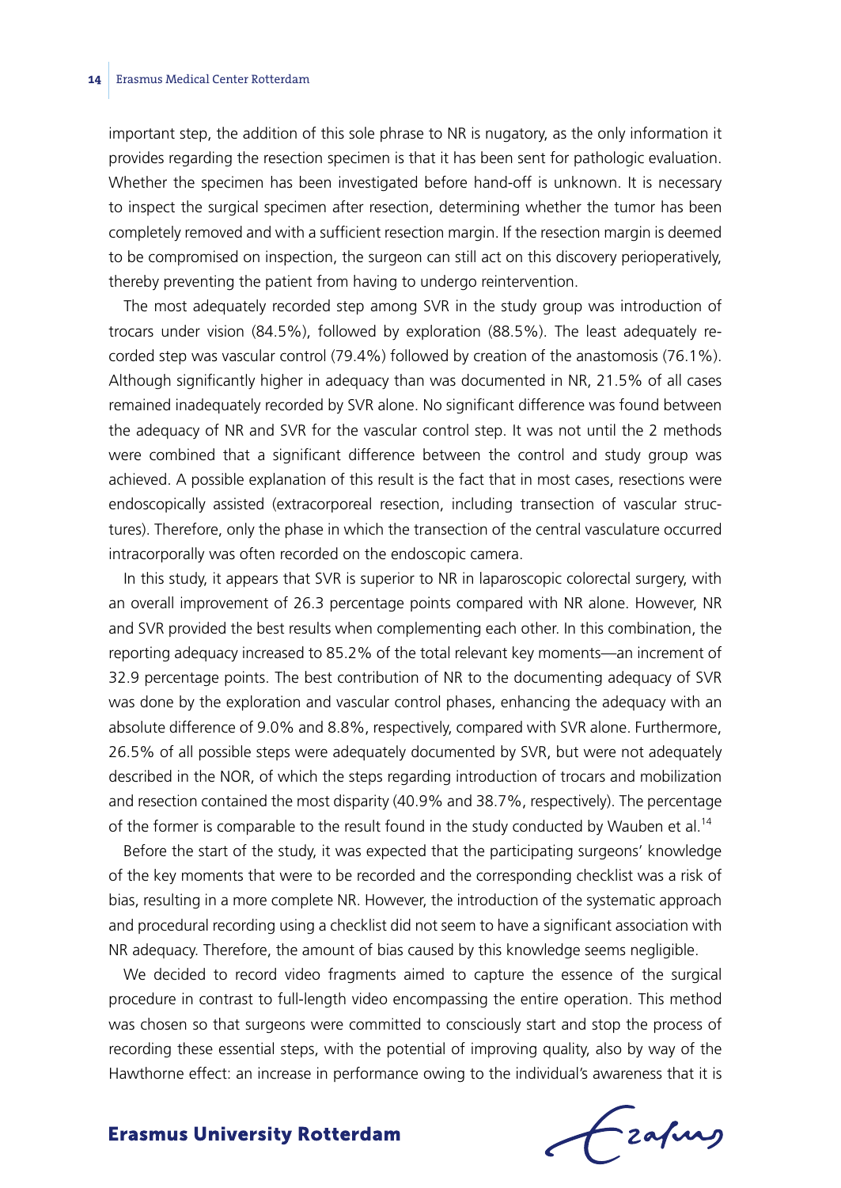important step, the addition of this sole phrase to NR is nugatory, as the only information it provides regarding the resection specimen is that it has been sent for pathologic evaluation. Whether the specimen has been investigated before hand-off is unknown. It is necessary to inspect the surgical specimen after resection, determining whether the tumor has been completely removed and with a sufficient resection margin. If the resection margin is deemed to be compromised on inspection, the surgeon can still act on this discovery perioperatively, thereby preventing the patient from having to undergo reintervention.

The most adequately recorded step among SVR in the study group was introduction of trocars under vision (84.5%), followed by exploration (88.5%). The least adequately recorded step was vascular control (79.4%) followed by creation of the anastomosis (76.1%). Although significantly higher in adequacy than was documented in NR, 21.5% of all cases remained inadequately recorded by SVR alone. No significant difference was found between the adequacy of NR and SVR for the vascular control step. It was not until the 2 methods were combined that a significant difference between the control and study group was achieved. A possible explanation of this result is the fact that in most cases, resections were endoscopically assisted (extracorporeal resection, including transection of vascular structures). Therefore, only the phase in which the transection of the central vasculature occurred intracorporally was often recorded on the endoscopic camera.

In this study, it appears that SVR is superior to NR in laparoscopic colorectal surgery, with an overall improvement of 26.3 percentage points compared with NR alone. However, NR and SVR provided the best results when complementing each other. In this combination, the reporting adequacy increased to 85.2% of the total relevant key moments—an increment of 32.9 percentage points. The best contribution of NR to the documenting adequacy of SVR was done by the exploration and vascular control phases, enhancing the adequacy with an absolute difference of 9.0% and 8.8%, respectively, compared with SVR alone. Furthermore, 26.5% of all possible steps were adequately documented by SVR, but were not adequately described in the NOR, of which the steps regarding introduction of trocars and mobilization and resection contained the most disparity (40.9% and 38.7%, respectively). The percentage of the former is comparable to the result found in the study conducted by Wauben et al.[14]

Before the start of the study, it was expected that the participating surgeons' knowledge of the key moments that were to be recorded and the corresponding checklist was a risk of bias, resulting in a more complete NR. However, the introduction of the systematic approach and procedural recording using a checklist did not seem to have a significant association with NR adequacy. Therefore, the amount of bias caused by this knowledge seems negligible.

We decided to record video fragments aimed to capture the essence of the surgical procedure in contrast to full-length video encompassing the entire operation. This method was chosen so that surgeons were committed to consciously start and stop the process of recording these essential steps, with the potential of improving quality, also by way of the Hawthorne effect: an increase in performance owing to the individual's awareness that it is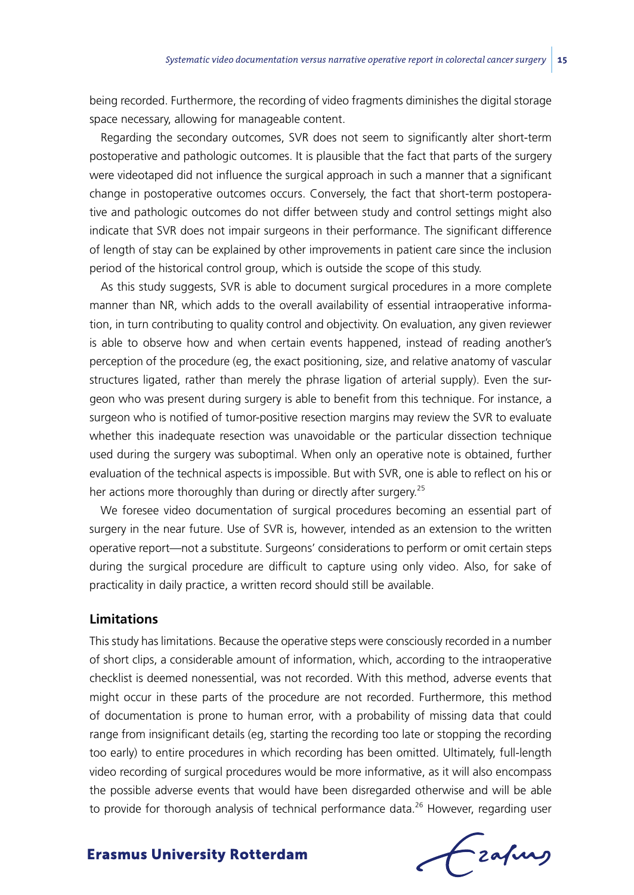being recorded. Furthermore, the recording of video fragments diminishes the digital storage space necessary, allowing for manageable content.

Regarding the secondary outcomes, SVR does not seem to significantly alter short-term postoperative and pathologic outcomes. It is plausible that the fact that parts of the surgery were videotaped did not influence the surgical approach in such a manner that a significant change in postoperative outcomes occurs. Conversely, the fact that short-term postoperative and pathologic outcomes do not differ between study and control settings might also indicate that SVR does not impair surgeons in their performance. The significant difference of length of stay can be explained by other improvements in patient care since the inclusion period of the historical control group, which is outside the scope of this study.

As this study suggests, SVR is able to document surgical procedures in a more complete manner than NR, which adds to the overall availability of essential intraoperative information, in turn contributing to quality control and objectivity. On evaluation, any given reviewer is able to observe how and when certain events happened, instead of reading another's perception of the procedure (eg, the exact positioning, size, and relative anatomy of vascular structures ligated, rather than merely the phrase ligation of arterial supply). Even the surgeon who was present during surgery is able to benefit from this technique. For instance, a surgeon who is notified of tumor-positive resection margins may review the SVR to evaluate whether this inadequate resection was unavoidable or the particular dissection technique used during the surgery was suboptimal. When only an operative note is obtained, further evaluation of the technical aspects is impossible. But with SVR, one is able to reflect on his or her actions more thoroughly than during or directly after surgery.[25]

We foresee video documentation of surgical procedures becoming an essential part of surgery in the near future. Use of SVR is, however, intended as an extension to the written operative report—not a substitute. Surgeons' considerations to perform or omit certain steps during the surgical procedure are difficult to capture using only video. Also, for sake of practicality in daily practice, a written record should still be available.

### Limitations

This study has limitations. Because the operative steps were consciously recorded in a number of short clips, a considerable amount of information, which, according to the intraoperative checklist is deemed nonessential, was not recorded. With this method, adverse events that might occur in these parts of the procedure are not recorded. Furthermore, this method of documentation is prone to human error, with a probability of missing data that could range from insignificant details (eg, starting the recording too late or stopping the recording too early) to entire procedures in which recording has been omitted. Ultimately, full-length video recording of surgical procedures would be more informative, as it will also encompass the possible adverse events that would have been disregarded otherwise and will be able to provide for thorough analysis of technical performance data.[26] However, regarding user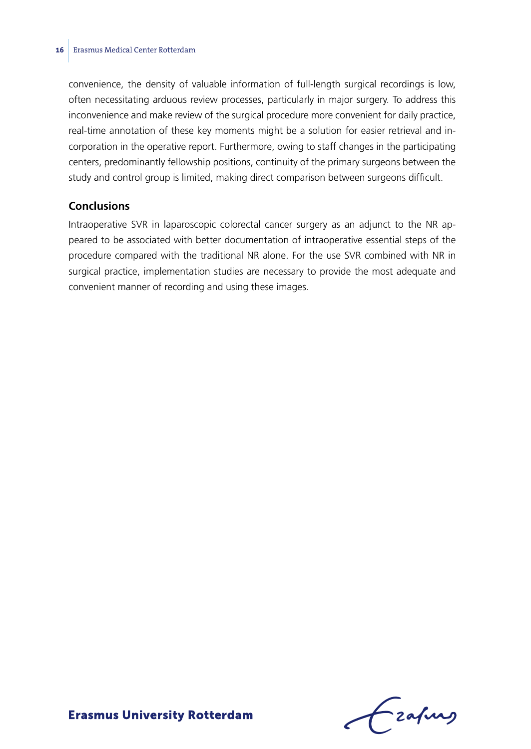convenience, the density of valuable information of full-length surgical recordings is low, often necessitating arduous review processes, particularly in major surgery. To address this inconvenience and make review of the surgical procedure more convenient for daily practice, real-time annotation of these key moments might be a solution for easier retrieval and incorporation in the operative report. Furthermore, owing to staff changes in the participating centers, predominantly fellowship positions, continuity of the primary surgeons between the study and control group is limited, making direct comparison between surgeons difficult.

## Conclusions

Intraoperative SVR in laparoscopic colorectal cancer surgery as an adjunct to the NR appeared to be associated with better documentation of intraoperative essential steps of the procedure compared with the traditional NR alone. For the use SVR combined with NR in surgical practice, implementation studies are necessary to provide the most adequate and convenient manner of recording and using these images.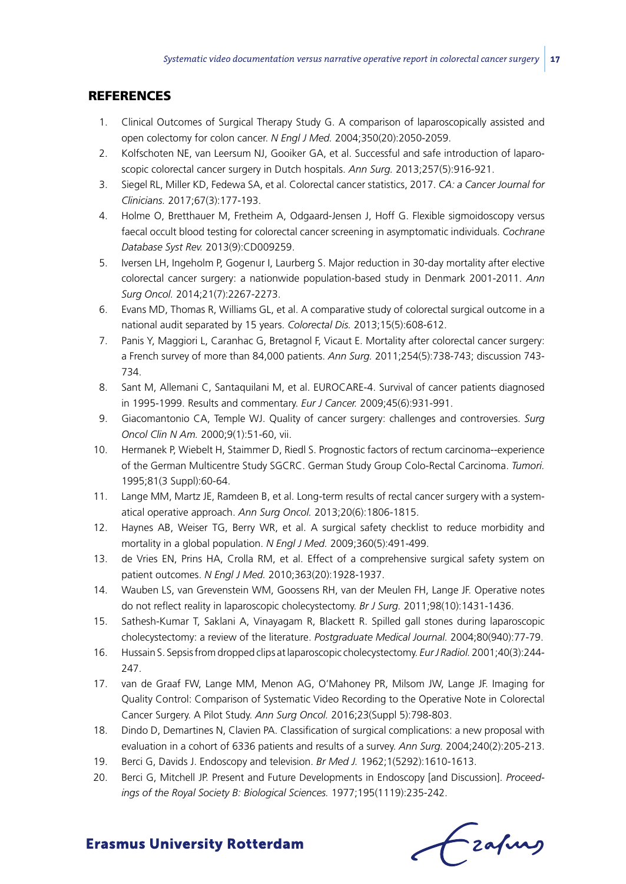## REFERENCES

1. Clinical Outcomes of Surgical Therapy Study G. A comparison of laparoscopically assisted and open colectomy for colon cancer. *N Engl J Med.* 2004;350(20):2050-2059.
2. Kolfschoten NE, van Leersum NJ, Gooiker GA, et al. Successful and safe introduction of laparoscopic colorectal cancer surgery in Dutch hospitals. *Ann Surg.* 2013;257(5):916-921.
3. Siegel RL, Miller KD, Fedewa SA, et al. Colorectal cancer statistics, 2017. *CA: a Cancer Journal for Clinicians.* 2017;67(3):177-193.
4. Holme O, Bretthauer M, Fretheim A, Odgaard-Jensen J, Hoff G. Flexible sigmoidoscopy versus faecal occult blood testing for colorectal cancer screening in asymptomatic individuals. *Cochrane Database Syst Rev.* 2013(9):CD009259.
5. Iversen LH, Ingeholm P, Gogenur I, Laurberg S. Major reduction in 30-day mortality after elective colorectal cancer surgery: a nationwide population-based study in Denmark 2001-2011. *Ann Surg Oncol.* 2014;21(7):2267-2273.
6. Evans MD, Thomas R, Williams GL, et al. A comparative study of colorectal surgical outcome in a national audit separated by 15 years. *Colorectal Dis.* 2013;15(5):608-612.
7. Panis Y, Maggiori L, Caranhac G, Bretagnol F, Vicaut E. Mortality after colorectal cancer surgery: a French survey of more than 84,000 patients. *Ann Surg.* 2011;254(5):738-743; discussion 743-734.
8. Sant M, Allemani C, Santaquilani M, et al. EUROCARE-4. Survival of cancer patients diagnosed in 1995-1999. Results and commentary. *Eur J Cancer.* 2009;45(6):931-991.
9. Giacomantonio CA, Temple WJ. Quality of cancer surgery: challenges and controversies. *Surg Oncol Clin N Am.* 2000;9(1):51-60, vii.
10. Hermanek P, Wiebelt H, Staimmer D, Riedl S. Prognostic factors of rectum carcinoma--experience of the German Multicentre Study SGCRC. German Study Group Colo-Rectal Carcinoma. *Tumori.* 1995;81(3 Suppl):60-64.
11. Lange MM, Martz JE, Ramdeen B, et al. Long-term results of rectal cancer surgery with a systematical operative approach. *Ann Surg Oncol.* 2013;20(6):1806-1815.
12. Haynes AB, Weiser TG, Berry WR, et al. A surgical safety checklist to reduce morbidity and mortality in a global population. *N Engl J Med.* 2009;360(5):491-499.
13. de Vries EN, Prins HA, Crolla RM, et al. Effect of a comprehensive surgical safety system on patient outcomes. *N Engl J Med.* 2010;363(20):1928-1937.
14. Wauben LS, van Grevenstein WM, Goossens RH, van der Meulen FH, Lange JF. Operative notes do not reflect reality in laparoscopic cholecystectomy. *Br J Surg.* 2011;98(10):1431-1436.
15. Sathesh-Kumar T, Saklani A, Vinayagam R, Blackett R. Spilled gall stones during laparoscopic cholecystectomy: a review of the literature. *Postgraduate Medical Journal.* 2004;80(940):77-79.
16. Hussain S. Sepsis from dropped clips at laparoscopic cholecystectomy. *Eur J Radiol.* 2001;40(3):244-247.
17. van de Graaf FW, Lange MM, Menon AG, O'Mahoney PR, Milsom JW, Lange JF. Imaging for Quality Control: Comparison of Systematic Video Recording to the Operative Note in Colorectal Cancer Surgery. A Pilot Study. *Ann Surg Oncol.* 2016;23(Suppl 5):798-803.
18. Dindo D, Demartines N, Clavien PA. Classification of surgical complications: a new proposal with evaluation in a cohort of 6336 patients and results of a survey. *Ann Surg.* 2004;240(2):205-213.
19. Berci G, Davids J. Endoscopy and television. *Br Med J.* 1962;1(5292):1610-1613.
20. Berci G, Mitchell JP. Present and Future Developments in Endoscopy [and Discussion]. *Proceedings of the Royal Society B: Biological Sciences.* 1977;195(1119):235-242.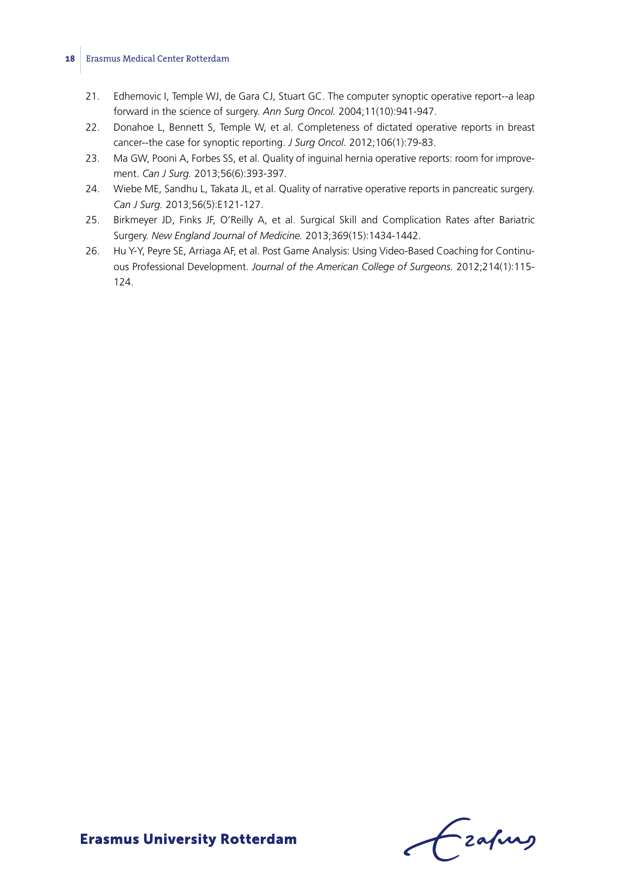21. Edhemovic I, Temple WJ, de Gara CJ, Stuart GC. The computer synoptic operative report--a leap forward in the science of surgery. *Ann Surg Oncol.* 2004;11(10):941-947.
22. Donahoe L, Bennett S, Temple W, et al. Completeness of dictated operative reports in breast cancer--the case for synoptic reporting. *J Surg Oncol.* 2012;106(1):79-83.
23. Ma GW, Pooni A, Forbes SS, et al. Quality of inguinal hernia operative reports: room for improvement. *Can J Surg.* 2013;56(6):393-397.
24. Wiebe ME, Sandhu L, Takata JL, et al. Quality of narrative operative reports in pancreatic surgery. *Can J Surg.* 2013;56(5):E121-127.
25. Birkmeyer JD, Finks JF, O'Reilly A, et al. Surgical Skill and Complication Rates after Bariatric Surgery. *New England Journal of Medicine.* 2013;369(15):1434-1442.
26. Hu Y-Y, Peyre SE, Arriaga AF, et al. Post Game Analysis: Using Video-Based Coaching for Continuous Professional Development. *Journal of the American College of Surgeons.* 2012;214(1):115-124.